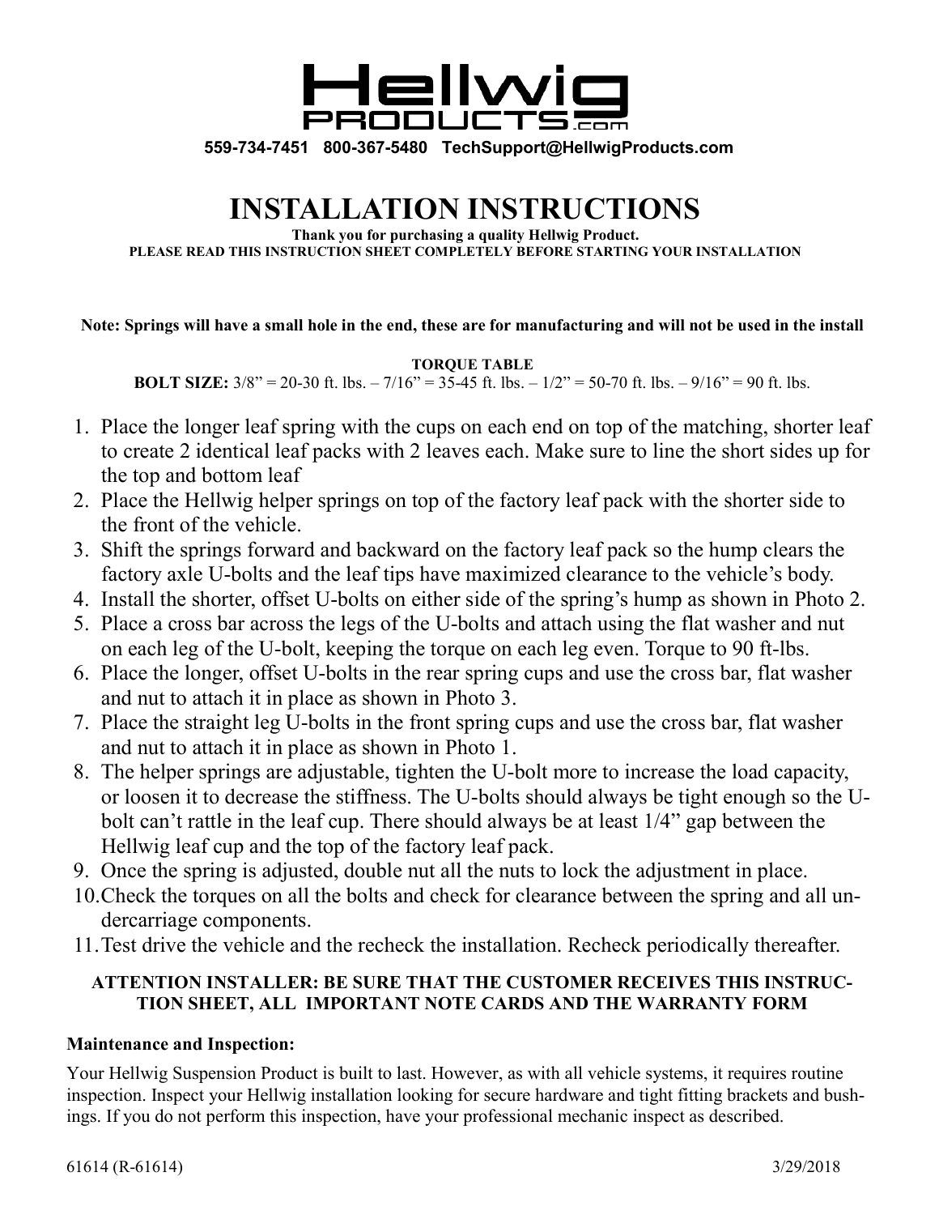# Hellwig PRODUCTS.com

559-734-7451 800-367-5480 TechSupport@HellwigProducts.com

# INSTALLATION INSTRUCTIONS

**Thank you for purchasing a quality Hellwig Product.**
**PLEASE READ THIS INSTRUCTION SHEET COMPLETELY BEFORE STARTING YOUR INSTALLATION**

**Note: Springs will have a small hole in the end, these are for manufacturing and will not be used in the install**

**TORQUE TABLE**
**BOLT SIZE:** 3/8" = 20-30 ft. lbs. – 7/16" = 35-45 ft. lbs. – 1/2" = 50-70 ft. lbs. – 9/16" = 90 ft. lbs.

1. Place the longer leaf spring with the cups on each end on top of the matching, shorter leaf to create 2 identical leaf packs with 2 leaves each. Make sure to line the short sides up for the top and bottom leaf
2. Place the Hellwig helper springs on top of the factory leaf pack with the shorter side to the front of the vehicle.
3. Shift the springs forward and backward on the factory leaf pack so the hump clears the factory axle U-bolts and the leaf tips have maximized clearance to the vehicle's body.
4. Install the shorter, offset U-bolts on either side of the spring's hump as shown in Photo 2.
5. Place a cross bar across the legs of the U-bolts and attach using the flat washer and nut on each leg of the U-bolt, keeping the torque on each leg even. Torque to 90 ft-lbs.
6. Place the longer, offset U-bolts in the rear spring cups and use the cross bar, flat washer and nut to attach it in place as shown in Photo 3.
7. Place the straight leg U-bolts in the front spring cups and use the cross bar, flat washer and nut to attach it in place as shown in Photo 1.
8. The helper springs are adjustable, tighten the U-bolt more to increase the load capacity, or loosen it to decrease the stiffness. The U-bolts should always be tight enough so the U-bolt can't rattle in the leaf cup. There should always be at least 1/4" gap between the Hellwig leaf cup and the top of the factory leaf pack.
9. Once the spring is adjusted, double nut all the nuts to lock the adjustment in place.
10. Check the torques on all the bolts and check for clearance between the spring and all undercarriage components.
11. Test drive the vehicle and the recheck the installation. Recheck periodically thereafter.

**ATTENTION INSTALLER: BE SURE THAT THE CUSTOMER RECEIVES THIS INSTRUCTION SHEET, ALL IMPORTANT NOTE CARDS AND THE WARRANTY FORM**

**Maintenance and Inspection:**

Your Hellwig Suspension Product is built to last. However, as with all vehicle systems, it requires routine inspection. Inspect your Hellwig installation looking for secure hardware and tight fitting brackets and bushings. If you do not perform this inspection, have your professional mechanic inspect as described.

61614 (R-61614) 3/29/2018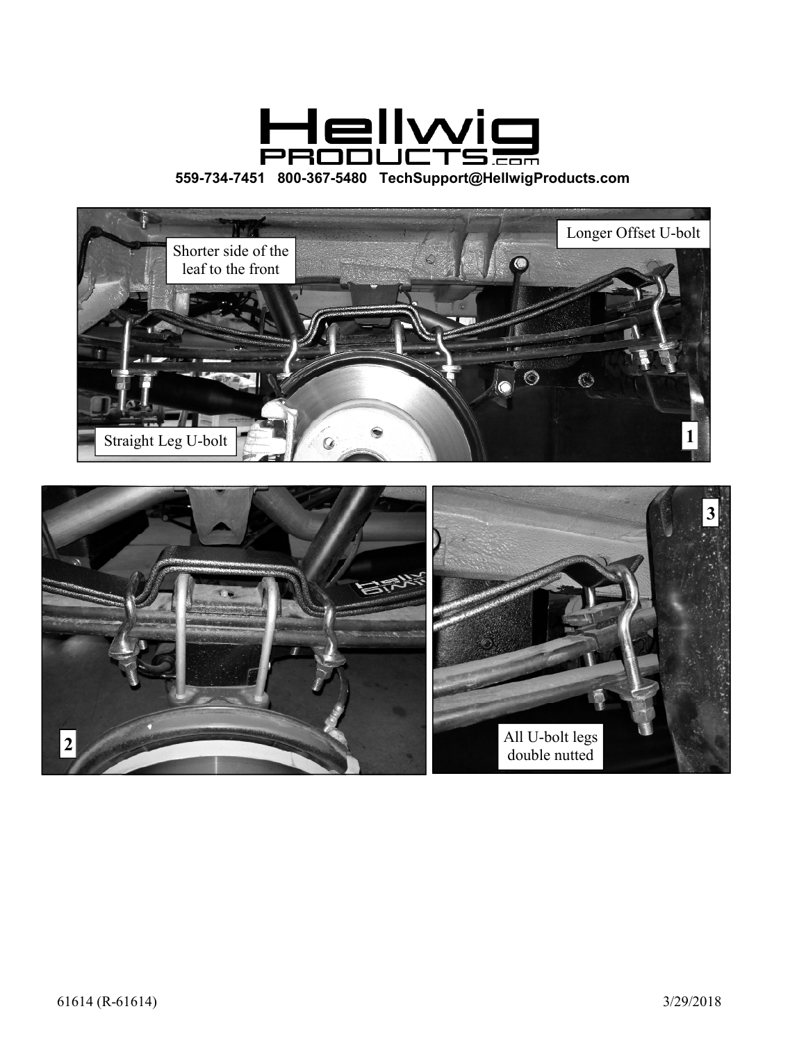559-734-7451 800-367-5480 TechSupport@HellwigProducts.com

Shorter side of the leaf to the front

Longer Offset U-bolt

Straight Leg U-bolt

1

2

3

All U-bolt legs double nutted

61614 (R-61614) 3/29/2018